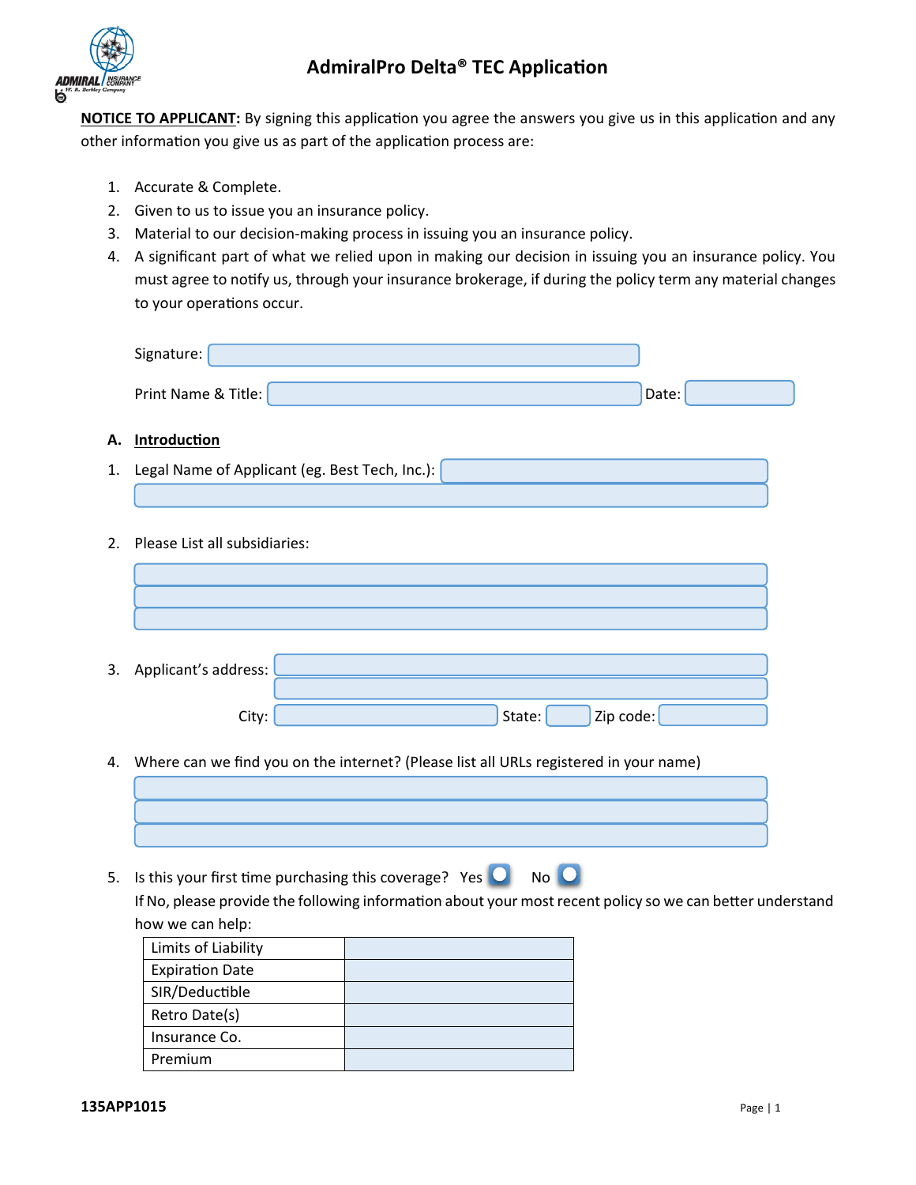# AdmiralPro Delta® TEC Application

**NOTICE TO APPLICANT:** By signing this application you agree the answers you give us in this application and any other information you give us as part of the application process are:

1. Accurate & Complete.
2. Given to us to issue you an insurance policy.
3. Material to our decision-making process in issuing you an insurance policy.
4. A significant part of what we relied upon in making our decision in issuing you an insurance policy. You must agree to notify us, through your insurance brokerage, if during the policy term any material changes to your operations occur.

Signature: 

Print Name & Title: Date: 

## A. Introduction

1. Legal Name of Applicant (eg. Best Tech, Inc.): 

2. Please List all subsidiaries:

3. Applicant's address: 

   City: State: Zip code: 

4. Where can we find you on the internet? (Please list all URLs registered in your name)

5. Is this your first time purchasing this coverage? Yes ☐ No ☐

   If No, please provide the following information about your most recent policy so we can better understand how we can help:

| Limits of Liability | |
|---|---|
| Expiration Date | |
| SIR/Deductible | |
| Retro Date(s) | |
| Insurance Co. | |
| Premium | |

135APP1015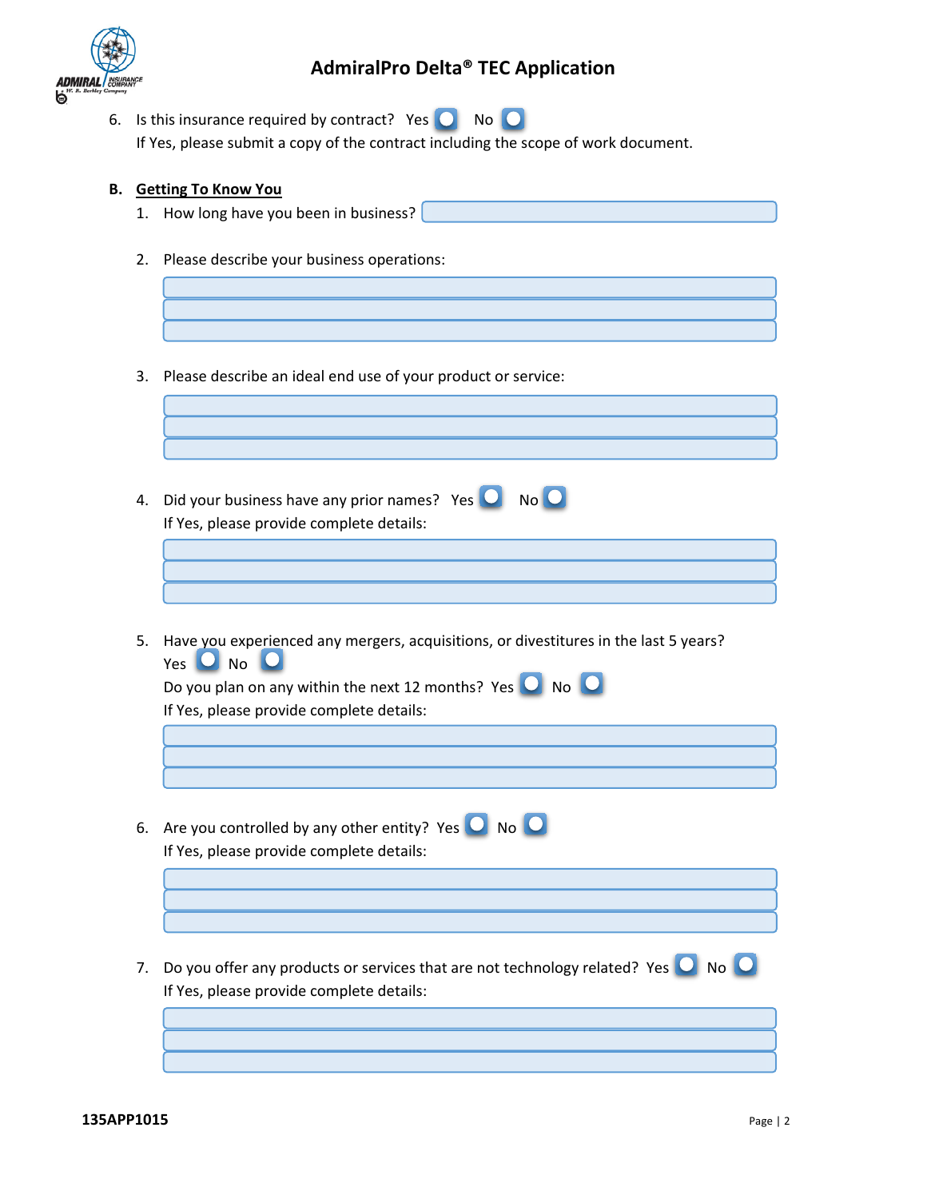6. Is this insurance required by contract? Yes ○ No ○

   If Yes, please submit a copy of the contract including the scope of work document.

**B. Getting To Know You**

1. How long have you been in business?

2. Please describe your business operations:

3. Please describe an ideal end use of your product or service:

4. Did your business have any prior names? Yes ○ No ○

   If Yes, please provide complete details:

5. Have you experienced any mergers, acquisitions, or divestitures in the last 5 years?

   Yes ○ No ○

   Do you plan on any within the next 12 months? Yes ○ No ○

   If Yes, please provide complete details:

6. Are you controlled by any other entity? Yes ○ No ○

   If Yes, please provide complete details:

7. Do you offer any products or services that are not technology related? Yes ○ No ○

   If Yes, please provide complete details:

135APP1015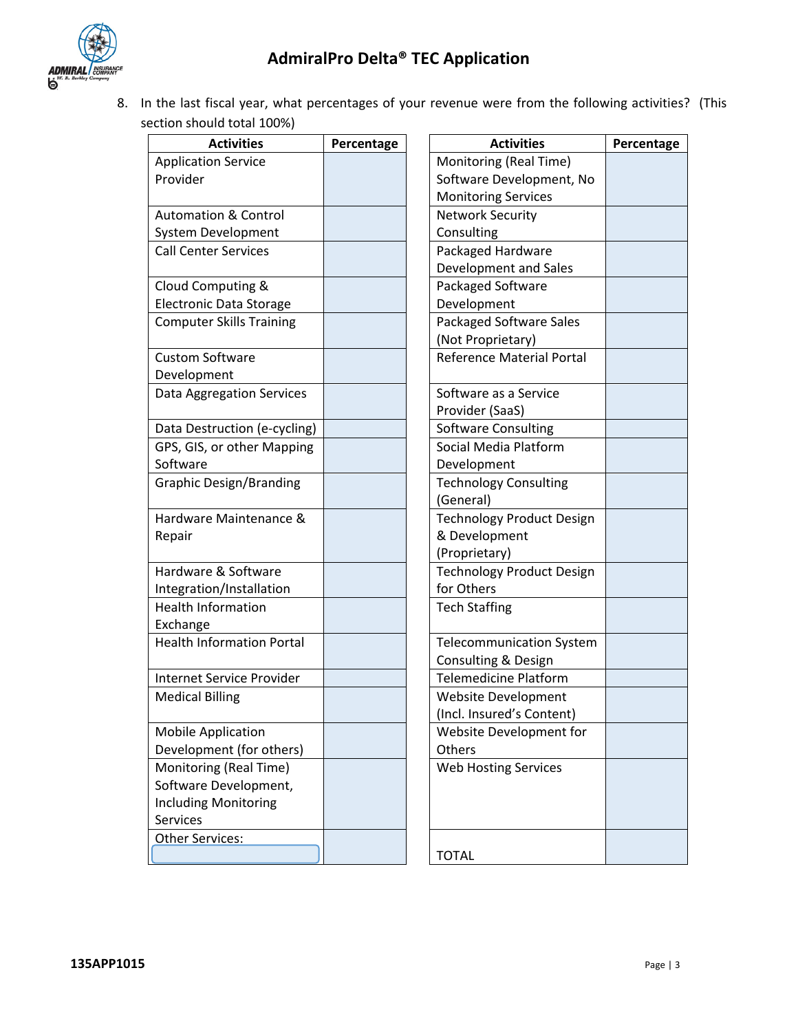8. In the last fiscal year, what percentages of your revenue were from the following activities? (This section should total 100%)

| Activities | Percentage |
|---|---|
| Application Service Provider | |
| Automation & Control System Development | |
| Call Center Services | |
| Cloud Computing & Electronic Data Storage | |
| Computer Skills Training | |
| Custom Software Development | |
| Data Aggregation Services | |
| Data Destruction (e-cycling) | |
| GPS, GIS, or other Mapping Software | |
| Graphic Design/Branding | |
| Hardware Maintenance & Repair | |
| Hardware & Software Integration/Installation | |
| Health Information Exchange | |
| Health Information Portal | |
| Internet Service Provider | |
| Medical Billing | |
| Mobile Application Development (for others) | |
| Monitoring (Real Time) Software Development, Including Monitoring Services | |
| Other Services: | |

| Activities | Percentage |
|---|---|
| Monitoring (Real Time) Software Development, No Monitoring Services | |
| Network Security Consulting | |
| Packaged Hardware Development and Sales | |
| Packaged Software Development | |
| Packaged Software Sales (Not Proprietary) | |
| Reference Material Portal | |
| Software as a Service Provider (SaaS) | |
| Software Consulting | |
| Social Media Platform Development | |
| Technology Consulting (General) | |
| Technology Product Design & Development (Proprietary) | |
| Technology Product Design for Others | |
| Tech Staffing | |
| Telecommunication System Consulting & Design | |
| Telemedicine Platform | |
| Website Development (Incl. Insured's Content) | |
| Website Development for Others | |
| Web Hosting Services | |
| TOTAL | |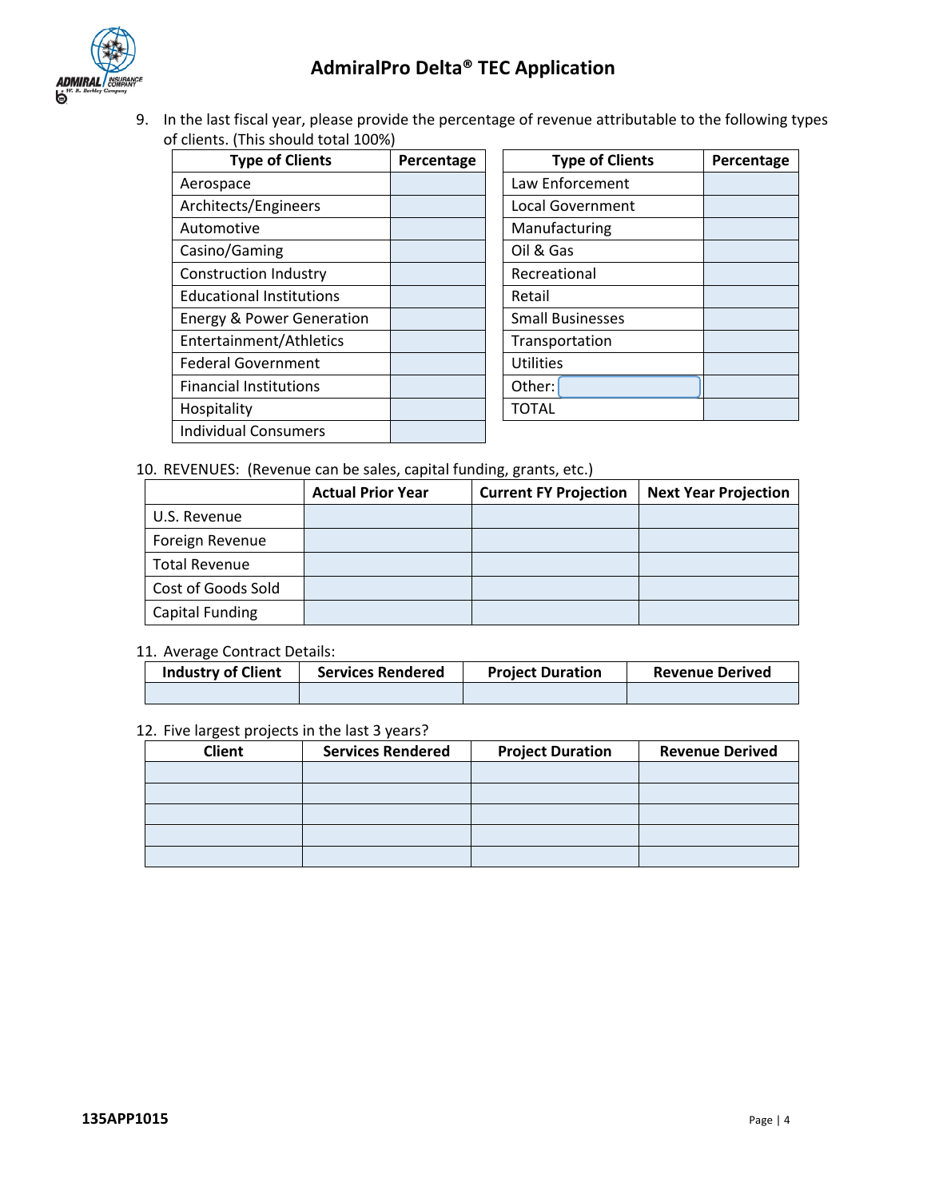9. In the last fiscal year, please provide the percentage of revenue attributable to the following types of clients. (This should total 100%)

| Type of Clients | Percentage |
|---|---|
| Aerospace | |
| Architects/Engineers | |
| Automotive | |
| Casino/Gaming | |
| Construction Industry | |
| Educational Institutions | |
| Energy & Power Generation | |
| Entertainment/Athletics | |
| Federal Government | |
| Financial Institutions | |
| Hospitality | |
| Individual Consumers | |

| Type of Clients | Percentage |
|---|---|
| Law Enforcement | |
| Local Government | |
| Manufacturing | |
| Oil & Gas | |
| Recreational | |
| Retail | |
| Small Businesses | |
| Transportation | |
| Utilities | |
| Other: | |
| TOTAL | |

10. REVENUES: (Revenue can be sales, capital funding, grants, etc.)

| | Actual Prior Year | Current FY Projection | Next Year Projection |
|---|---|---|---|
| U.S. Revenue | | | |
| Foreign Revenue | | | |
| Total Revenue | | | |
| Cost of Goods Sold | | | |
| Capital Funding | | | |

11. Average Contract Details:

| Industry of Client | Services Rendered | Project Duration | Revenue Derived |
|---|---|---|---|
| | | | |

12. Five largest projects in the last 3 years?

| Client | Services Rendered | Project Duration | Revenue Derived |
|---|---|---|---|
| | | | |
| | | | |
| | | | |
| | | | |
| | | | |

135APP1015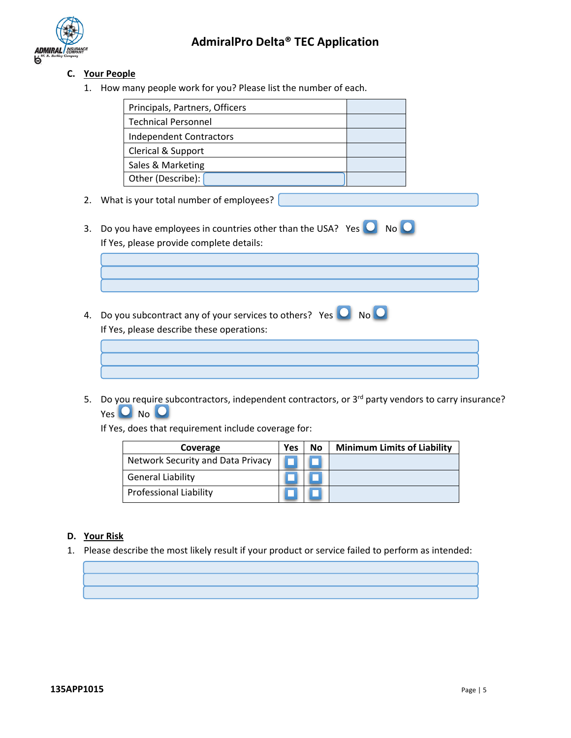## C. Your People

1. How many people work for you? Please list the number of each.

| | |
|---|---|
| Principals, Partners, Officers | |
| Technical Personnel | |
| Independent Contractors | |
| Clerical & Support | |
| Sales & Marketing | |
| Other (Describe): | |

2. What is your total number of employees?

3. Do you have employees in countries other than the USA? Yes ○ No ○

   If Yes, please provide complete details:

4. Do you subcontract any of your services to others? Yes ○ No ○

   If Yes, please describe these operations:

5. Do you require subcontractors, independent contractors, or 3rd party vendors to carry insurance?

   Yes ○ No ○

   If Yes, does that requirement include coverage for:

| Coverage | Yes | No | Minimum Limits of Liability |
|---|---|---|---|
| Network Security and Data Privacy | ☐ | ☐ | |
| General Liability | ☐ | ☐ | |
| Professional Liability | ☐ | ☐ | |

## D. Your Risk

1. Please describe the most likely result if your product or service failed to perform as intended:

135APP1015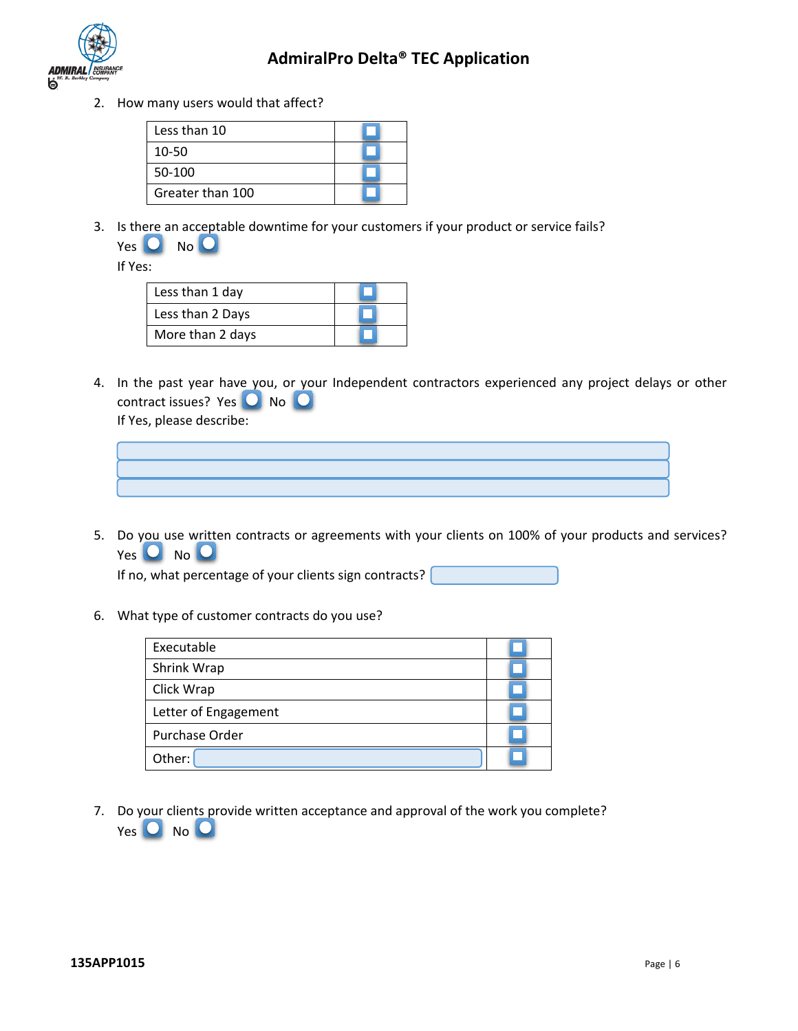2. How many users would that affect?

| | |
|---|---|
| Less than 10 | ☐ |
| 10-50 | ☐ |
| 50-100 | ☐ |
| Greater than 100 | ☐ |

3. Is there an acceptable downtime for your customers if your product or service fails?
   Yes ○ No ○
   If Yes:

| | |
|---|---|
| Less than 1 day | ☐ |
| Less than 2 Days | ☐ |
| More than 2 days | ☐ |

4. In the past year have you, or your Independent contractors experienced any project delays or other contract issues? Yes ○ No ○
   If Yes, please describe:

5. Do you use written contracts or agreements with your clients on 100% of your products and services?
   Yes ○ No ○
   If no, what percentage of your clients sign contracts?

6. What type of customer contracts do you use?

| | |
|---|---|
| Executable | ☐ |
| Shrink Wrap | ☐ |
| Click Wrap | ☐ |
| Letter of Engagement | ☐ |
| Purchase Order | ☐ |
| Other: | ☐ |

7. Do your clients provide written acceptance and approval of the work you complete?
   Yes ○ No ○

135APP1015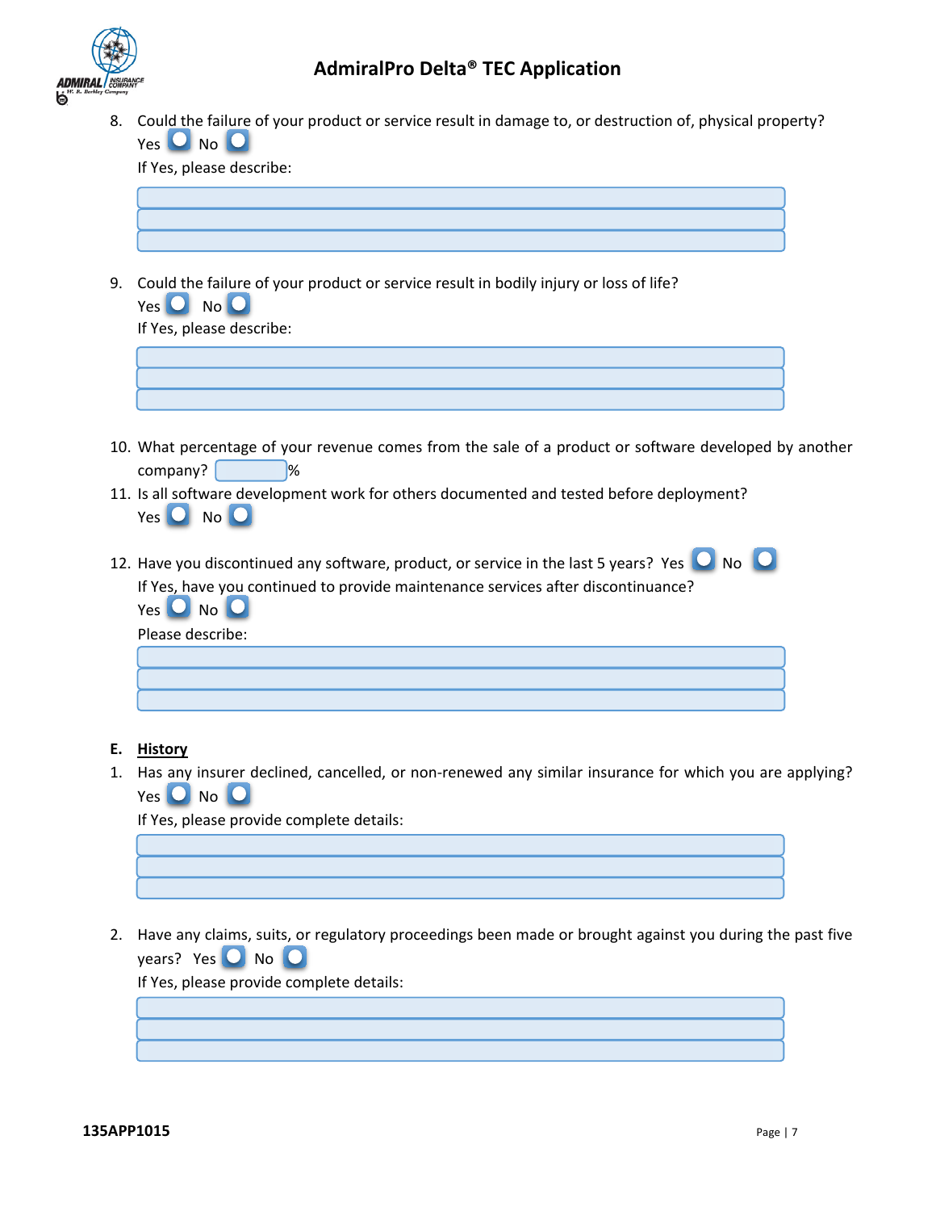8. Could the failure of your product or service result in damage to, or destruction of, physical property?
   Yes ☐ No ☐
   If Yes, please describe:

9. Could the failure of your product or service result in bodily injury or loss of life?
   Yes ☐ No ☐
   If Yes, please describe:

10. What percentage of your revenue comes from the sale of a product or software developed by another company? \_\_\_\_\_%

11. Is all software development work for others documented and tested before deployment?
    Yes ☐ No ☐

12. Have you discontinued any software, product, or service in the last 5 years? Yes ☐ No ☐
    If Yes, have you continued to provide maintenance services after discontinuance?
    Yes ☐ No ☐
    Please describe:

**E. History**

1. Has any insurer declined, cancelled, or non-renewed any similar insurance for which you are applying?
   Yes ☐ No ☐
   If Yes, please provide complete details:

2. Have any claims, suits, or regulatory proceedings been made or brought against you during the past five years? Yes ☐ No ☐
   If Yes, please provide complete details:

135APP1015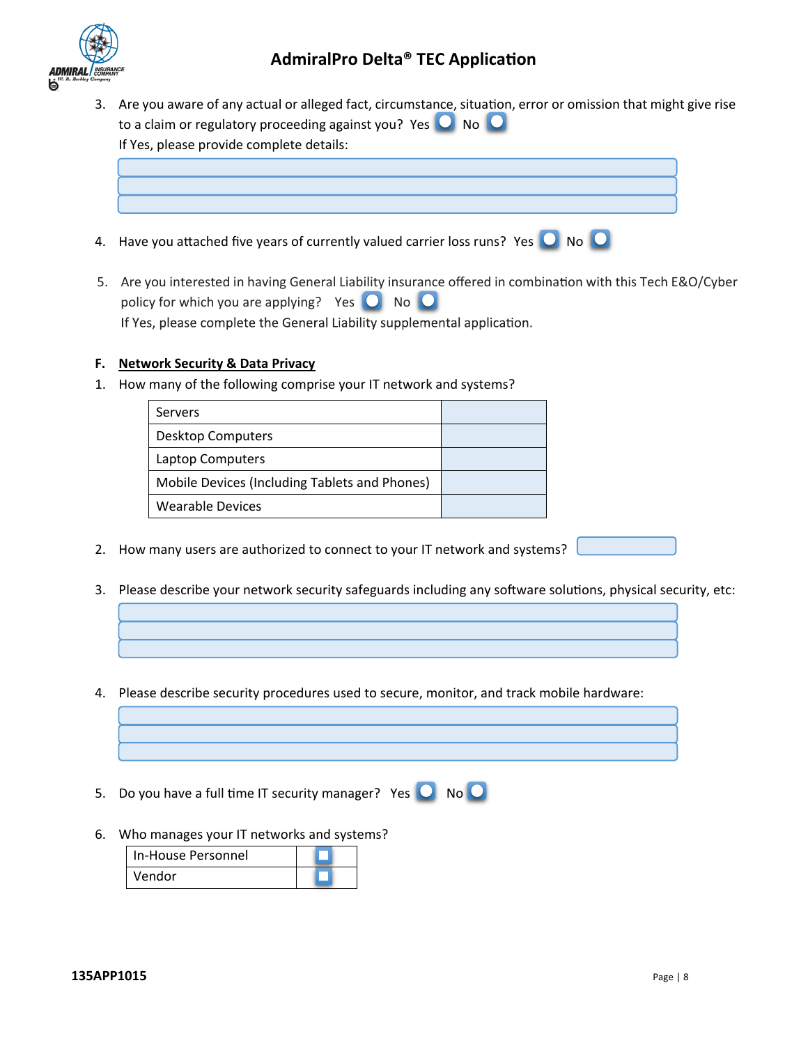3. Are you aware of any actual or alleged fact, circumstance, situation, error or omission that might give rise to a claim or regulatory proceeding against you? Yes ◯ No ◯
   If Yes, please provide complete details:

4. Have you attached five years of currently valued carrier loss runs? Yes ◯ No ◯

5. Are you interested in having General Liability insurance offered in combination with this Tech E&O/Cyber policy for which you are applying? Yes ◯ No ◯
   If Yes, please complete the General Liability supplemental application.

**F. <u>Network Security & Data Privacy</u>**

1. How many of the following comprise your IT network and systems?

| | |
|---|---|
| Servers | |
| Desktop Computers | |
| Laptop Computers | |
| Mobile Devices (Including Tablets and Phones) | |
| Wearable Devices | |

2. How many users are authorized to connect to your IT network and systems?

3. Please describe your network security safeguards including any software solutions, physical security, etc:

4. Please describe security procedures used to secure, monitor, and track mobile hardware:

5. Do you have a full time IT security manager? Yes ◯ No ◯

6. Who manages your IT networks and systems?

| | |
|---|---|
| In-House Personnel | ☐ |
| Vendor | ☐ |

135APP1015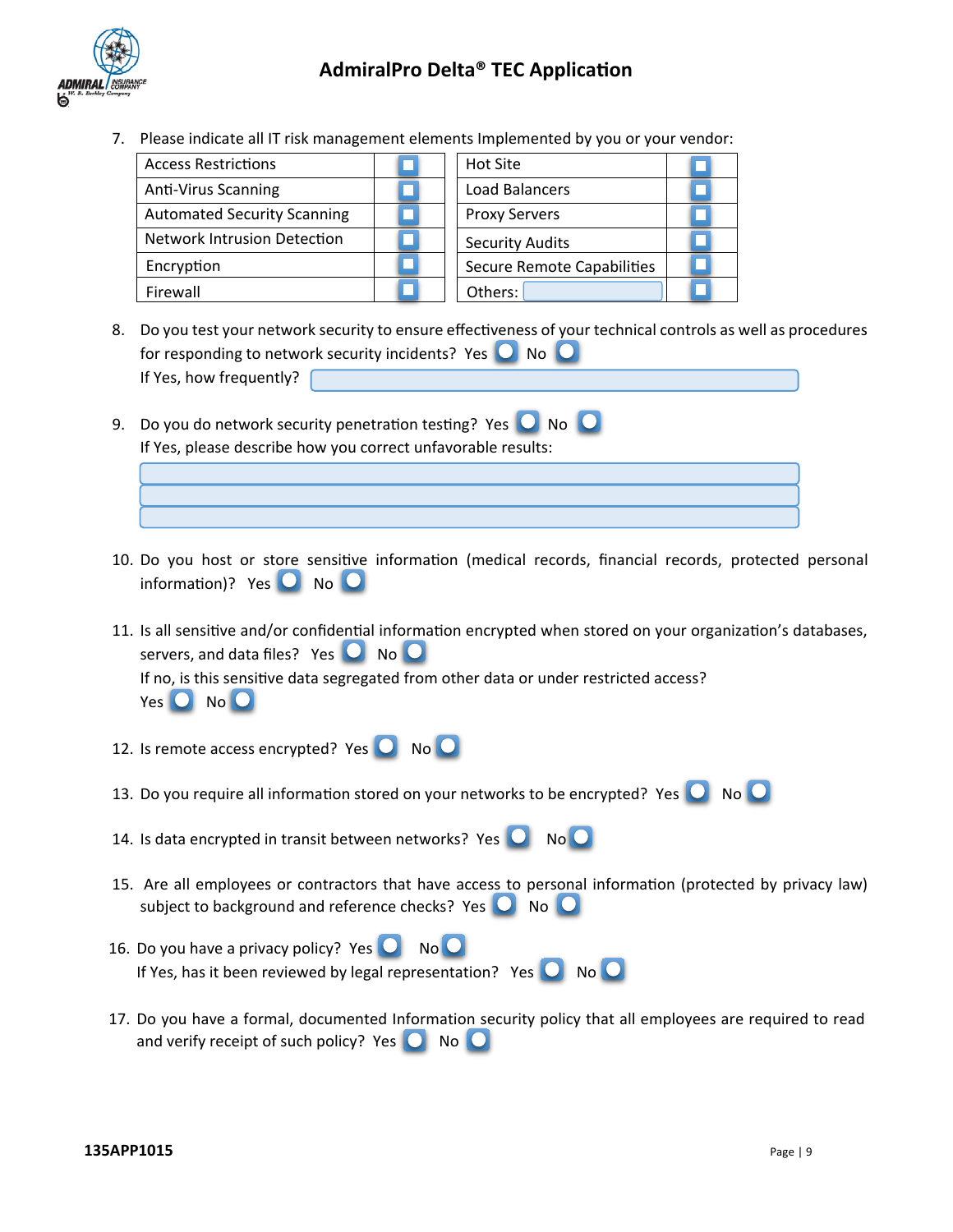7. Please indicate all IT risk management elements Implemented by you or your vendor:

| | | | |
|---|---|---|---|
| Access Restrictions | ☐ | Hot Site | ☐ |
| Anti-Virus Scanning | ☐ | Load Balancers | ☐ |
| Automated Security Scanning | ☐ | Proxy Servers | ☐ |
| Network Intrusion Detection | ☐ | Security Audits | ☐ |
| Encryption | ☐ | Secure Remote Capabilities | ☐ |
| Firewall | ☐ | Others: ____ | ☐ |

8. Do you test your network security to ensure effectiveness of your technical controls as well as procedures for responding to network security incidents? Yes ○ No ○
   If Yes, how frequently? ____

9. Do you do network security penetration testing? Yes ○ No ○
   If Yes, please describe how you correct unfavorable results:
   ____
   ____
   ____

10. Do you host or store sensitive information (medical records, financial records, protected personal information)? Yes ○ No ○

11. Is all sensitive and/or confidential information encrypted when stored on your organization's databases, servers, and data files? Yes ○ No ○
    If no, is this sensitive data segregated from other data or under restricted access?
    Yes ○ No ○

12. Is remote access encrypted? Yes ○ No ○

13. Do you require all information stored on your networks to be encrypted? Yes ○ No ○

14. Is data encrypted in transit between networks? Yes ○ No ○

15. Are all employees or contractors that have access to personal information (protected by privacy law) subject to background and reference checks? Yes ○ No ○

16. Do you have a privacy policy? Yes ○ No ○
    If Yes, has it been reviewed by legal representation? Yes ○ No ○

17. Do you have a formal, documented Information security policy that all employees are required to read and verify receipt of such policy? Yes ○ No ○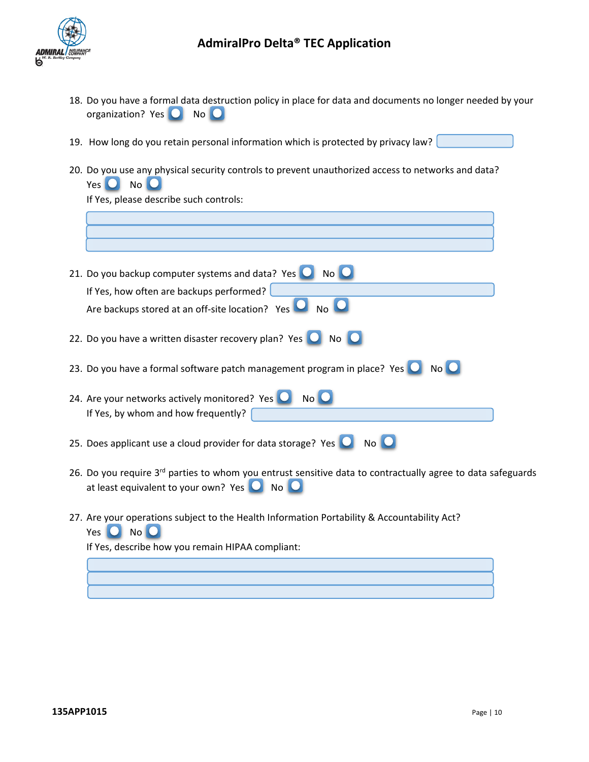18. Do you have a formal data destruction policy in place for data and documents no longer needed by your organization? Yes ☐ No ☐

19. How long do you retain personal information which is protected by privacy law? ____________

20. Do you use any physical security controls to prevent unauthorized access to networks and data? Yes ☐ No ☐
    If Yes, please describe such controls:
    ____________
    ____________
    ____________

21. Do you backup computer systems and data? Yes ☐ No ☐
    If Yes, how often are backups performed? ____________
    Are backups stored at an off-site location? Yes ☐ No ☐

22. Do you have a written disaster recovery plan? Yes ☐ No ☐

23. Do you have a formal software patch management program in place? Yes ☐ No ☐

24. Are your networks actively monitored? Yes ☐ No ☐
    If Yes, by whom and how frequently? ____________

25. Does applicant use a cloud provider for data storage? Yes ☐ No ☐

26. Do you require 3rd parties to whom you entrust sensitive data to contractually agree to data safeguards at least equivalent to your own? Yes ☐ No ☐

27. Are your operations subject to the Health Information Portability & Accountability Act? Yes ☐ No ☐
    If Yes, describe how you remain HIPAA compliant:
    ____________
    ____________
    ____________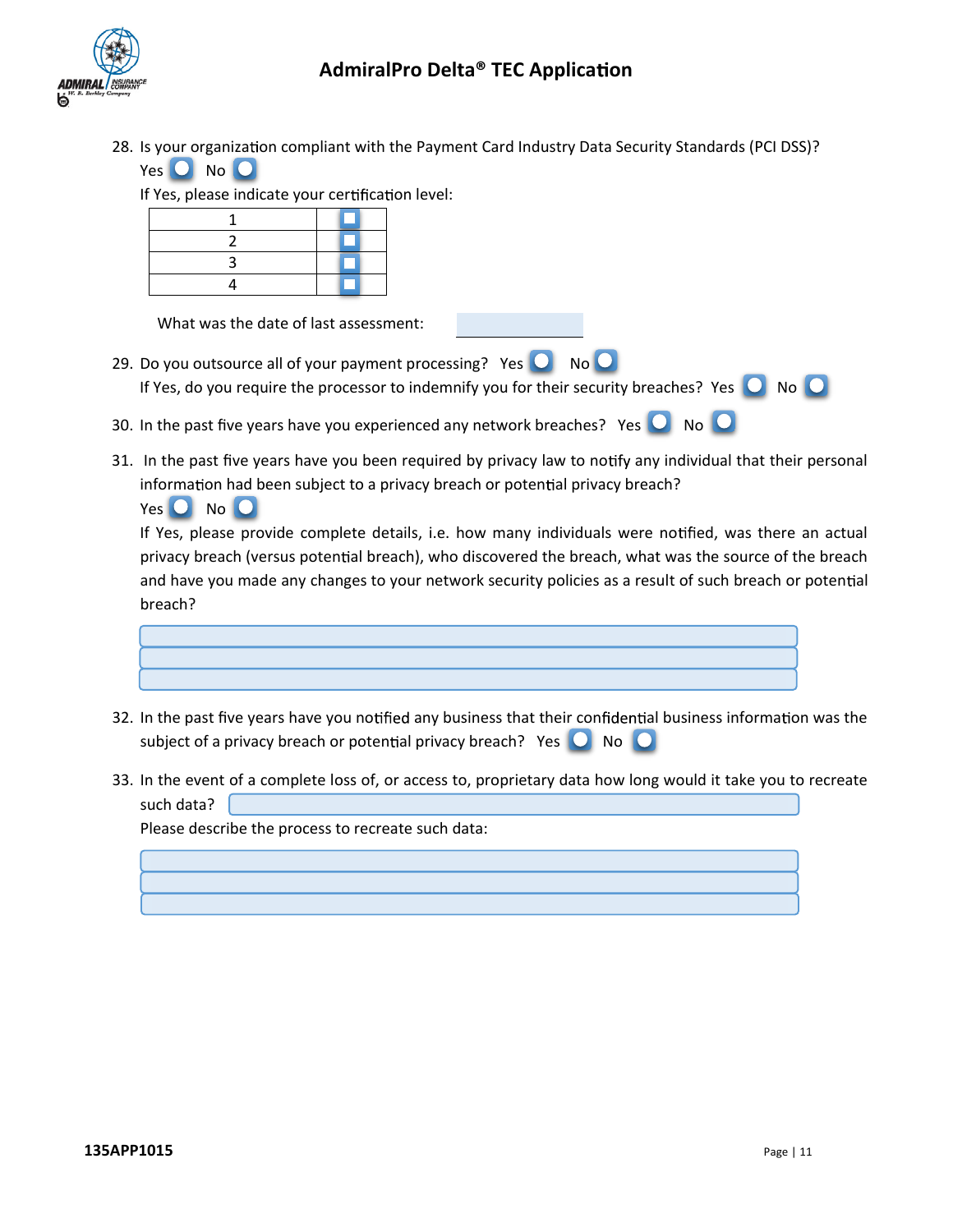## AdmiralPro Delta® TEC Application

28. Is your organization compliant with the Payment Card Industry Data Security Standards (PCI DSS)?

    Yes ☐ No ☐

    If Yes, please indicate your certification level:

    | | |
    |---|---|
    | 1 | ☐ |
    | 2 | ☐ |
    | 3 | ☐ |
    | 4 | ☐ |

    What was the date of last assessment: ______________

29. Do you outsource all of your payment processing? Yes ☐ No ☐

    If Yes, do you require the processor to indemnify you for their security breaches? Yes ☐ No ☐

30. In the past five years have you experienced any network breaches? Yes ☐ No ☐

31. In the past five years have you been required by privacy law to notify any individual that their personal information had been subject to a privacy breach or potential privacy breach?

    Yes ☐ No ☐

    If Yes, please provide complete details, i.e. how many individuals were notified, was there an actual privacy breach (versus potential breach), who discovered the breach, what was the source of the breach and have you made any changes to your network security policies as a result of such breach or potential breach?

    ______________________________________________

    ______________________________________________

    ______________________________________________

32. In the past five years have you notified any business that their confidential business information was the subject of a privacy breach or potential privacy breach? Yes ☐ No ☐

33. In the event of a complete loss of, or access to, proprietary data how long would it take you to recreate such data? ______________________________

    Please describe the process to recreate such data:

    ______________________________________________

    ______________________________________________

    ______________________________________________

135APP1015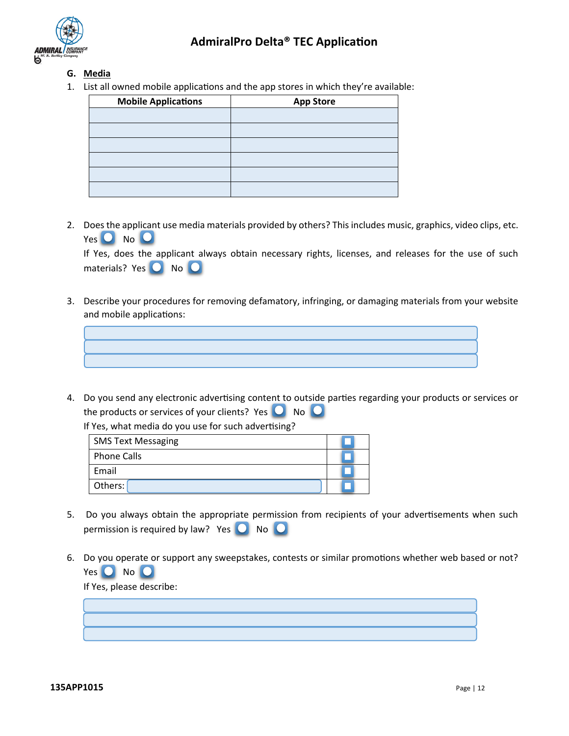## G. Media

1. List all owned mobile applications and the app stores in which they're available:

| Mobile Applications | App Store |
|---|---|
| | |
| | |
| | |
| | |
| | |
| | |

2. Does the applicant use media materials provided by others? This includes music, graphics, video clips, etc. Yes ○ No ○
   If Yes, does the applicant always obtain necessary rights, licenses, and releases for the use of such materials? Yes ○ No ○

3. Describe your procedures for removing defamatory, infringing, or damaging materials from your website and mobile applications:

4. Do you send any electronic advertising content to outside parties regarding your products or services or the products or services of your clients? Yes ○ No ○
   If Yes, what media do you use for such advertising?

| | |
|---|---|
| SMS Text Messaging | ☐ |
| Phone Calls | ☐ |
| Email | ☐ |
| Others: | ☐ |

5. Do you always obtain the appropriate permission from recipients of your advertisements when such permission is required by law? Yes ○ No ○

6. Do you operate or support any sweepstakes, contests or similar promotions whether web based or not? Yes ○ No ○
   If Yes, please describe:

135APP1015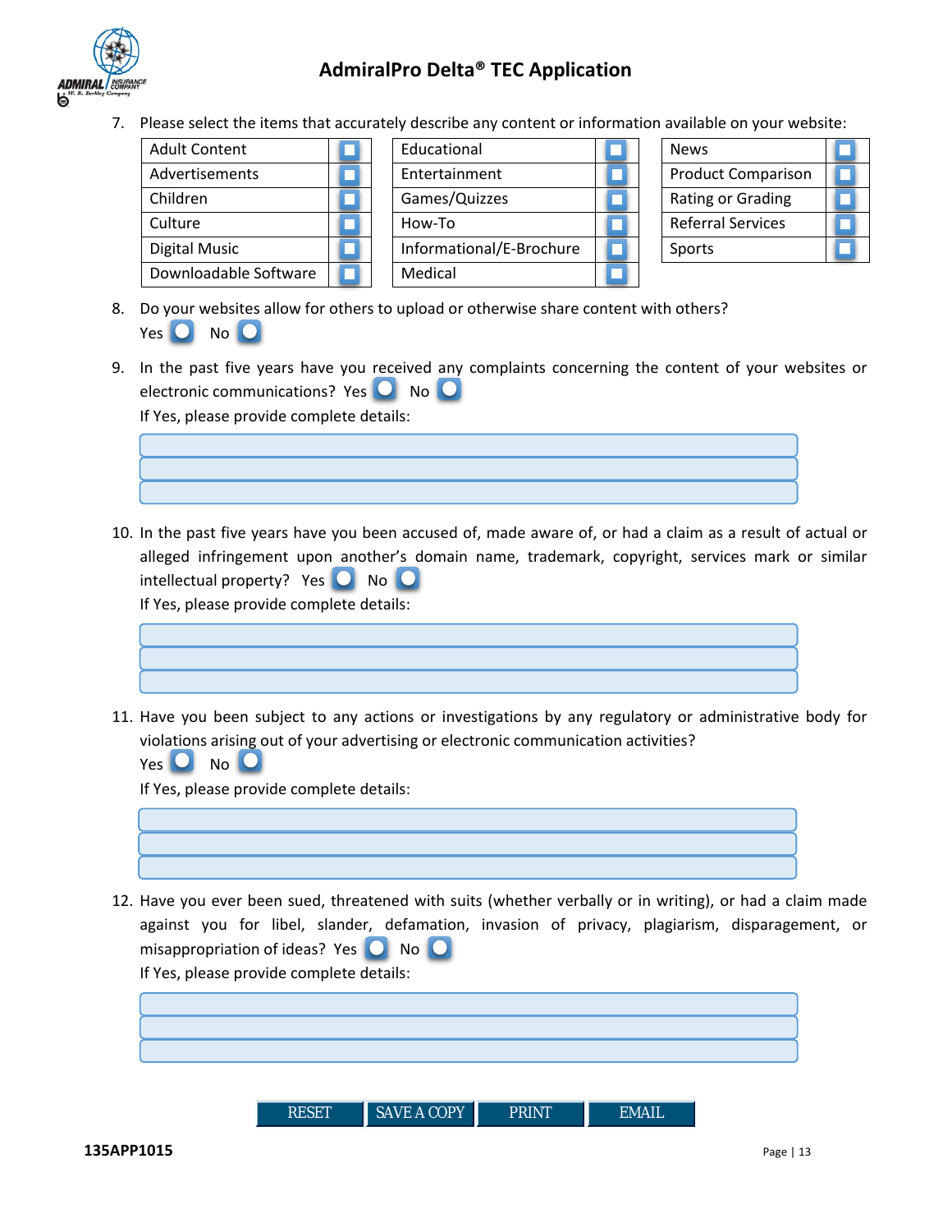# AdmiralPro Delta® TEC Application

7. Please select the items that accurately describe any content or information available on your website:

| | | | | | |
|---|---|---|---|---|---|
| Adult Content | ☐ | Educational | ☐ | News | ☐ |
| Advertisements | ☐ | Entertainment | ☐ | Product Comparison | ☐ |
| Children | ☐ | Games/Quizzes | ☐ | Rating or Grading | ☐ |
| Culture | ☐ | How-To | ☐ | Referral Services | ☐ |
| Digital Music | ☐ | Informational/E-Brochure | ☐ | Sports | ☐ |
| Downloadable Software | ☐ | Medical | ☐ | | |

8. Do your websites allow for others to upload or otherwise share content with others?
   Yes ○ No ○

9. In the past five years have you received any complaints concerning the content of your websites or electronic communications? Yes ○ No ○
   If Yes, please provide complete details:

10. In the past five years have you been accused of, made aware of, or had a claim as a result of actual or alleged infringement upon another's domain name, trademark, copyright, services mark or similar intellectual property? Yes ○ No ○
    If Yes, please provide complete details:

11. Have you been subject to any actions or investigations by any regulatory or administrative body for violations arising out of your advertising or electronic communication activities?
    Yes ○ No ○
    If Yes, please provide complete details:

12. Have you ever been sued, threatened with suits (whether verbally or in writing), or had a claim made against you for libel, slander, defamation, invasion of privacy, plagiarism, disparagement, or misappropriation of ideas? Yes ○ No ○
    If Yes, please provide complete details:

RESET | SAVE A COPY | PRINT | EMAIL

135APP1015